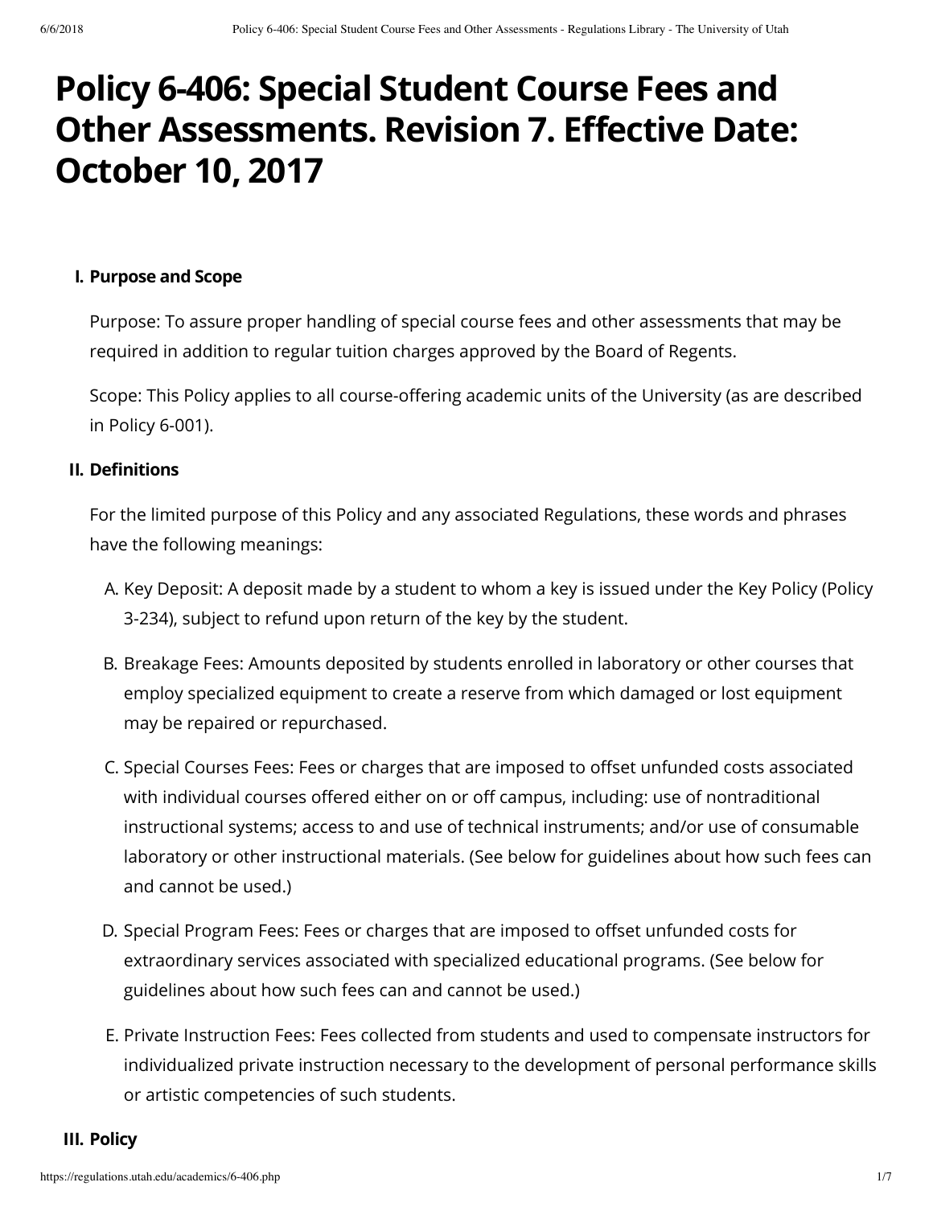# Policy 6-406: Special Student Course Fees and Other Assessments. Revision 7. Effective Date: October 10, 2017

## I. Purpose and Scope

Purpose: To assure proper handling of special course fees and other assessments that may be required in addition to regular tuition charges approved by the Board of Regents.

Scope: This Policy applies to all course-offering academic units of the University (as are described in Policy 6-001).

## II. Definitions

For the limited purpose of this Policy and any associated Regulations, these words and phrases have the following meanings:

A. Key Deposit: A deposit made by a student to whom a key is issued under the Key Policy (Policy 3-234), subject to refund upon return of the key by the student.

B. Breakage Fees: Amounts deposited by students enrolled in laboratory or other courses that employ specialized equipment to create a reserve from which damaged or lost equipment may be repaired or repurchased.

C. Special Courses Fees: Fees or charges that are imposed to offset unfunded costs associated with individual courses offered either on or off campus, including: use of nontraditional instructional systems; access to and use of technical instruments; and/or use of consumable laboratory or other instructional materials. (See below for guidelines about how such fees can and cannot be used.)

D. Special Program Fees: Fees or charges that are imposed to offset unfunded costs for extraordinary services associated with specialized educational programs. (See below for guidelines about how such fees can and cannot be used.)

E. Private Instruction Fees: Fees collected from students and used to compensate instructors for individualized private instruction necessary to the development of personal performance skills or artistic competencies of such students.

## III. Policy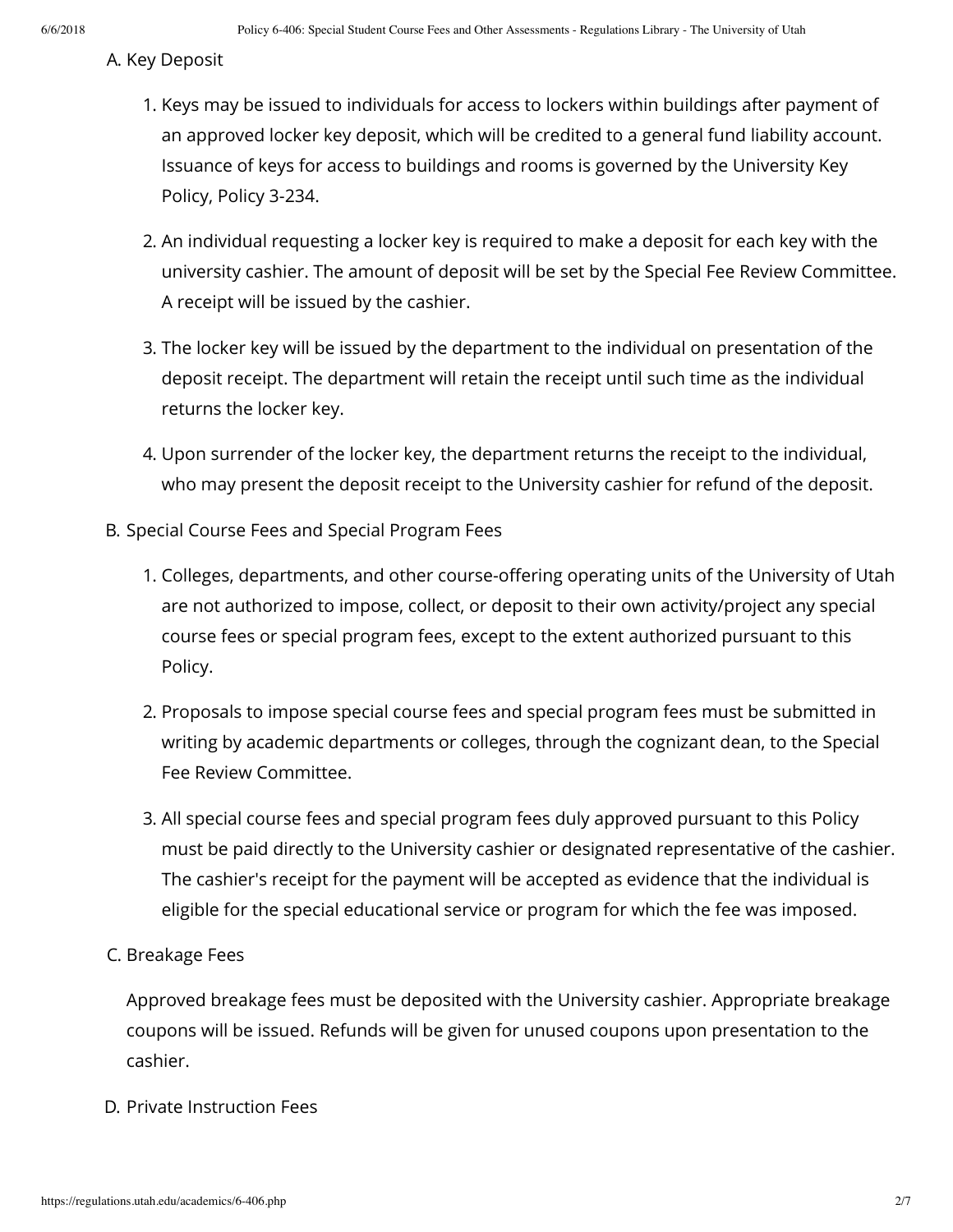A. Key Deposit

1. Keys may be issued to individuals for access to lockers within buildings after payment of an approved locker key deposit, which will be credited to a general fund liability account. Issuance of keys for access to buildings and rooms is governed by the University Key Policy, Policy 3-234.

2. An individual requesting a locker key is required to make a deposit for each key with the university cashier. The amount of deposit will be set by the Special Fee Review Committee. A receipt will be issued by the cashier.

3. The locker key will be issued by the department to the individual on presentation of the deposit receipt. The department will retain the receipt until such time as the individual returns the locker key.

4. Upon surrender of the locker key, the department returns the receipt to the individual, who may present the deposit receipt to the University cashier for refund of the deposit.

B. Special Course Fees and Special Program Fees

1. Colleges, departments, and other course-offering operating units of the University of Utah are not authorized to impose, collect, or deposit to their own activity/project any special course fees or special program fees, except to the extent authorized pursuant to this Policy.

2. Proposals to impose special course fees and special program fees must be submitted in writing by academic departments or colleges, through the cognizant dean, to the Special Fee Review Committee.

3. All special course fees and special program fees duly approved pursuant to this Policy must be paid directly to the University cashier or designated representative of the cashier. The cashier's receipt for the payment will be accepted as evidence that the individual is eligible for the special educational service or program for which the fee was imposed.

C. Breakage Fees

Approved breakage fees must be deposited with the University cashier. Appropriate breakage coupons will be issued. Refunds will be given for unused coupons upon presentation to the cashier.

D. Private Instruction Fees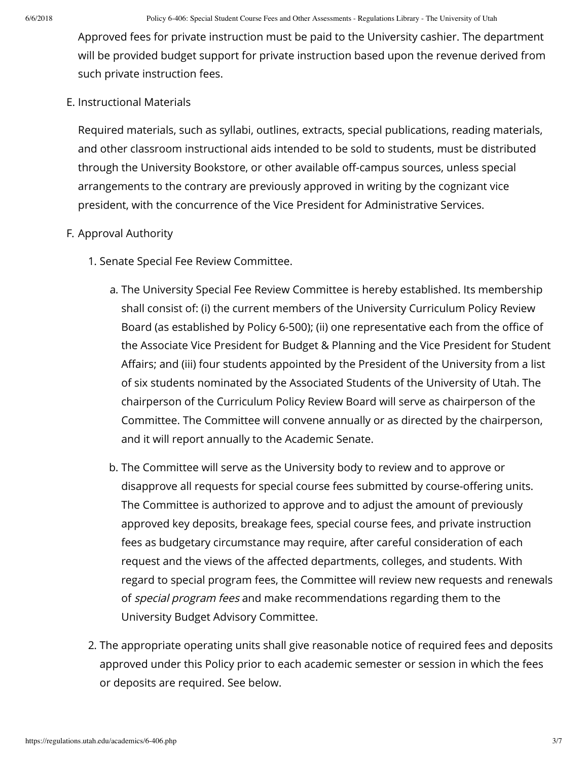Approved fees for private instruction must be paid to the University cashier. The department will be provided budget support for private instruction based upon the revenue derived from such private instruction fees.

E. Instructional Materials

Required materials, such as syllabi, outlines, extracts, special publications, reading materials, and other classroom instructional aids intended to be sold to students, must be distributed through the University Bookstore, or other available off-campus sources, unless special arrangements to the contrary are previously approved in writing by the cognizant vice president, with the concurrence of the Vice President for Administrative Services.

F. Approval Authority

1. Senate Special Fee Review Committee.

   a. The University Special Fee Review Committee is hereby established. Its membership shall consist of: (i) the current members of the University Curriculum Policy Review Board (as established by Policy 6-500); (ii) one representative each from the office of the Associate Vice President for Budget & Planning and the Vice President for Student Affairs; and (iii) four students appointed by the President of the University from a list of six students nominated by the Associated Students of the University of Utah. The chairperson of the Curriculum Policy Review Board will serve as chairperson of the Committee. The Committee will convene annually or as directed by the chairperson, and it will report annually to the Academic Senate.

   b. The Committee will serve as the University body to review and to approve or disapprove all requests for special course fees submitted by course-offering units. The Committee is authorized to approve and to adjust the amount of previously approved key deposits, breakage fees, special course fees, and private instruction fees as budgetary circumstance may require, after careful consideration of each request and the views of the affected departments, colleges, and students. With regard to special program fees, the Committee will review new requests and renewals of *special program fees* and make recommendations regarding them to the University Budget Advisory Committee.

2. The appropriate operating units shall give reasonable notice of required fees and deposits approved under this Policy prior to each academic semester or session in which the fees or deposits are required. See below.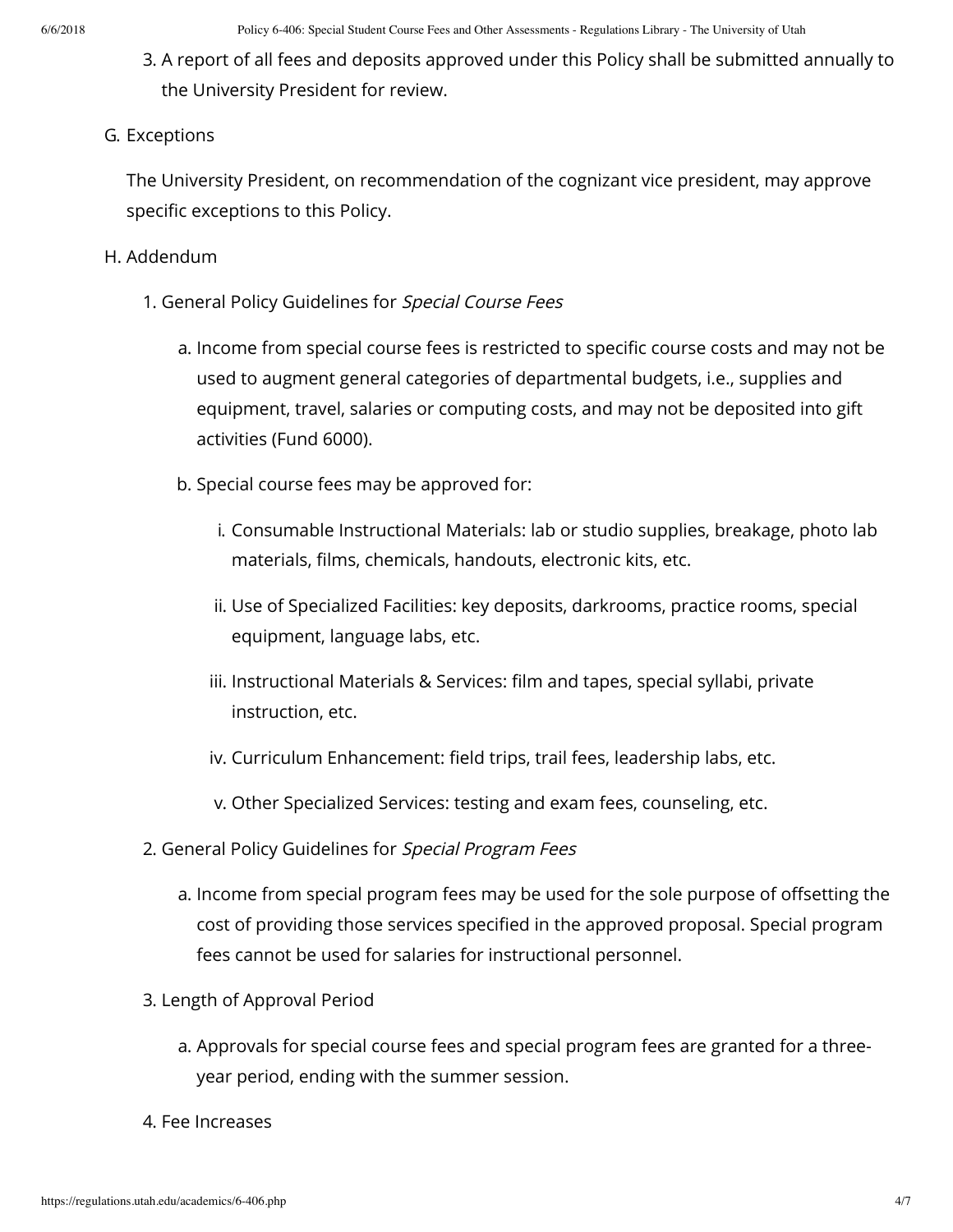3. A report of all fees and deposits approved under this Policy shall be submitted annually to the University President for review.

G. Exceptions

The University President, on recommendation of the cognizant vice president, may approve specific exceptions to this Policy.

H. Addendum

1. General Policy Guidelines for *Special Course Fees*

    a. Income from special course fees is restricted to specific course costs and may not be used to augment general categories of departmental budgets, i.e., supplies and equipment, travel, salaries or computing costs, and may not be deposited into gift activities (Fund 6000).

    b. Special course fees may be approved for:

        i. Consumable Instructional Materials: lab or studio supplies, breakage, photo lab materials, films, chemicals, handouts, electronic kits, etc.

        ii. Use of Specialized Facilities: key deposits, darkrooms, practice rooms, special equipment, language labs, etc.

        iii. Instructional Materials & Services: film and tapes, special syllabi, private instruction, etc.

        iv. Curriculum Enhancement: field trips, trail fees, leadership labs, etc.

        v. Other Specialized Services: testing and exam fees, counseling, etc.

2. General Policy Guidelines for *Special Program Fees*

    a. Income from special program fees may be used for the sole purpose of offsetting the cost of providing those services specified in the approved proposal. Special program fees cannot be used for salaries for instructional personnel.

3. Length of Approval Period

    a. Approvals for special course fees and special program fees are granted for a three-year period, ending with the summer session.

4. Fee Increases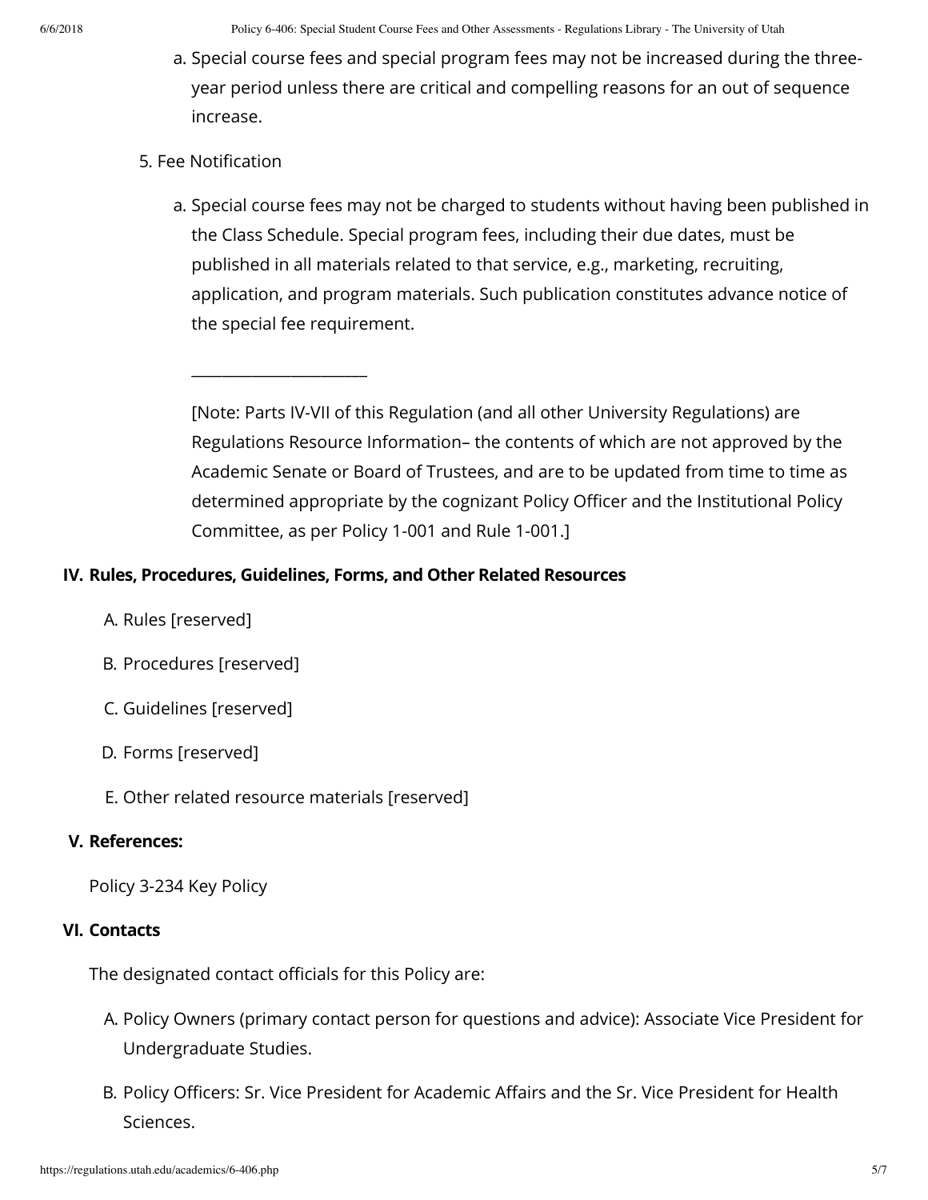a. Special course fees and special program fees may not be increased during the three-year period unless there are critical and compelling reasons for an out of sequence increase.

5. Fee Notification

   a. Special course fees may not be charged to students without having been published in the Class Schedule. Special program fees, including their due dates, must be published in all materials related to that service, e.g., marketing, recruiting, application, and program materials. Such publication constitutes advance notice of the special fee requirement.

   ______________________

   [Note: Parts IV-VII of this Regulation (and all other University Regulations) are Regulations Resource Information– the contents of which are not approved by the Academic Senate or Board of Trustees, and are to be updated from time to time as determined appropriate by the cognizant Policy Officer and the Institutional Policy Committee, as per Policy 1-001 and Rule 1-001.]

## IV. Rules, Procedures, Guidelines, Forms, and Other Related Resources

A. Rules [reserved]

B. Procedures [reserved]

C. Guidelines [reserved]

D. Forms [reserved]

E. Other related resource materials [reserved]

## V. References:

Policy 3-234 Key Policy

## VI. Contacts

The designated contact officials for this Policy are:

A. Policy Owners (primary contact person for questions and advice): Associate Vice President for Undergraduate Studies.

B. Policy Officers: Sr. Vice President for Academic Affairs and the Sr. Vice President for Health Sciences.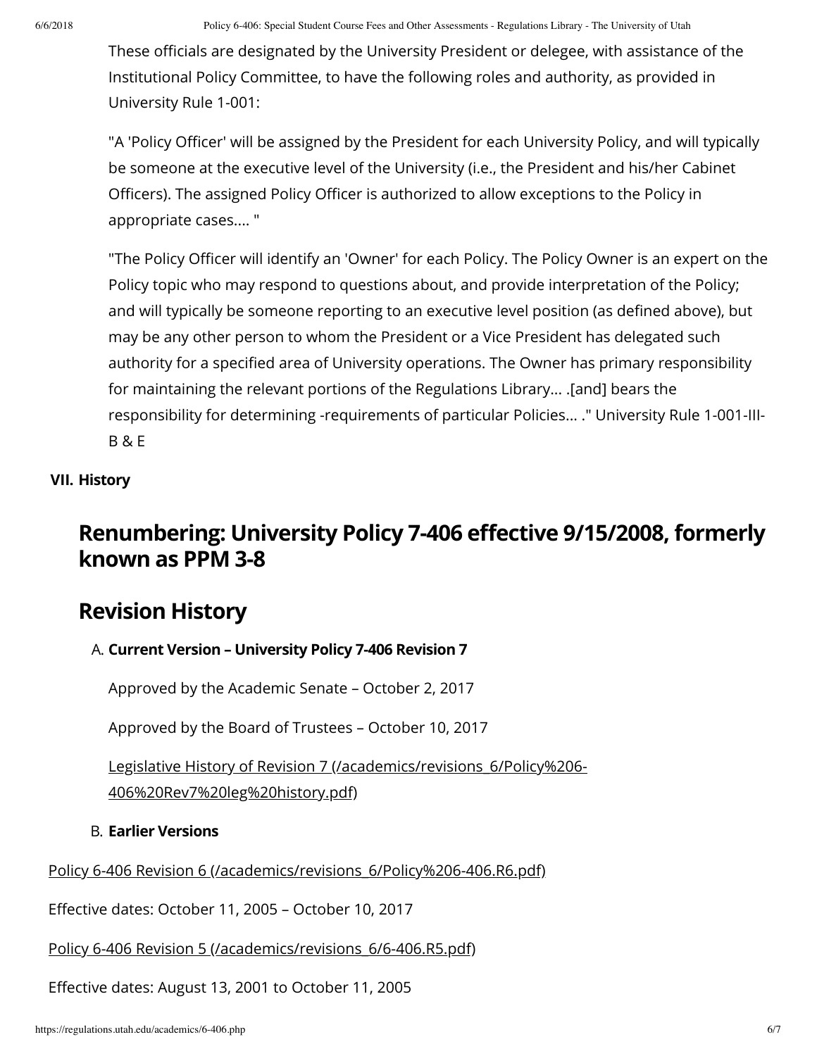These officials are designated by the University President or delegee, with assistance of the Institutional Policy Committee, to have the following roles and authority, as provided in University Rule 1-001:

"A 'Policy Officer' will be assigned by the President for each University Policy, and will typically be someone at the executive level of the University (i.e., the President and his/her Cabinet Officers). The assigned Policy Officer is authorized to allow exceptions to the Policy in appropriate cases.... "

"The Policy Officer will identify an 'Owner' for each Policy. The Policy Owner is an expert on the Policy topic who may respond to questions about, and provide interpretation of the Policy; and will typically be someone reporting to an executive level position (as defined above), but may be any other person to whom the President or a Vice President has delegated such authority for a specified area of University operations. The Owner has primary responsibility for maintaining the relevant portions of the Regulations Library... .[and] bears the responsibility for determining -requirements of particular Policies... ." University Rule 1-001-III-B & E

**VII. History**

## Renumbering: University Policy 7-406 effective 9/15/2008, formerly known as PPM 3-8

## Revision History

A. **Current Version – University Policy 7-406 Revision 7**

Approved by the Academic Senate – October 2, 2017

Approved by the Board of Trustees – October 10, 2017

Legislative History of Revision 7 (/academics/revisions_6/Policy%206-406%20Rev7%20leg%20history.pdf)

B. **Earlier Versions**

Policy 6-406 Revision 6 (/academics/revisions_6/Policy%206-406.R6.pdf)

Effective dates: October 11, 2005 – October 10, 2017

Policy 6-406 Revision 5 (/academics/revisions_6/6-406.R5.pdf)

Effective dates: August 13, 2001 to October 11, 2005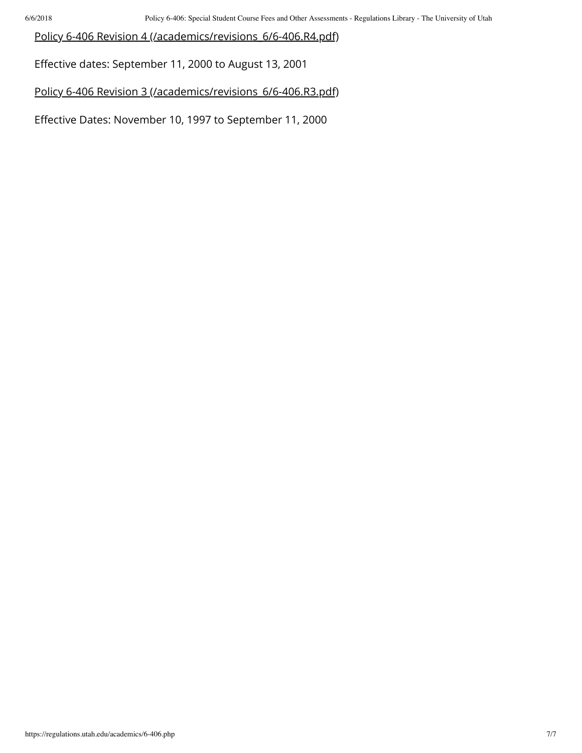[Policy 6-406 Revision 4 (/academics/revisions_6/6-406.R4.pdf)](/academics/revisions_6/6-406.R4.pdf)

Effective dates: September 11, 2000 to August 13, 2001

[Policy 6-406 Revision 3 (/academics/revisions_6/6-406.R3.pdf)](/academics/revisions_6/6-406.R3.pdf)

Effective Dates: November 10, 1997 to September 11, 2000